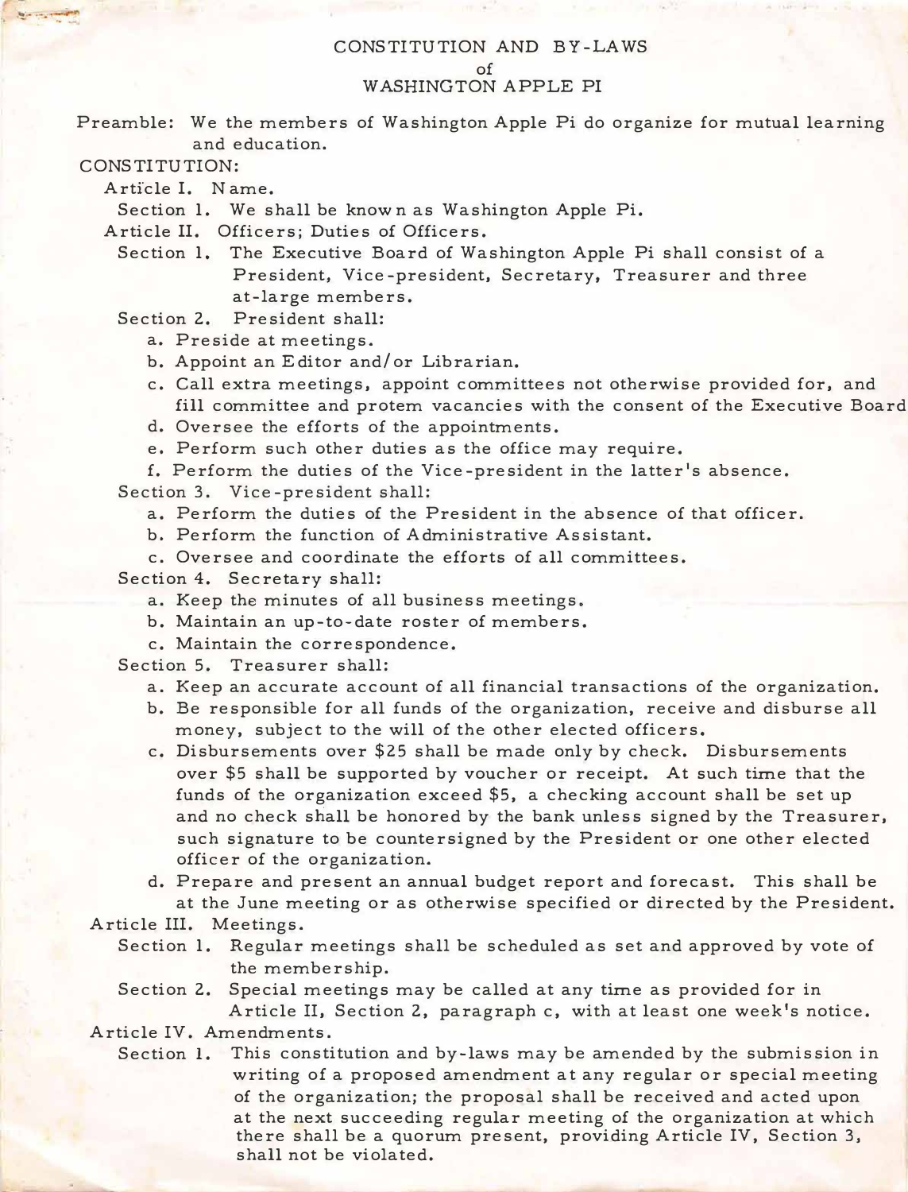# CONSTITUTION AND BY-LAWS
## of
## WASHINGTON APPLE PI

Preamble: We the members of Washington Apple Pi do organize for mutual learning and education.

CONSTITUTION:

Article I. Name.

Section 1. We shall be known as Washington Apple Pi.

Article II. Officers; Duties of Officers.

Section 1. The Executive Board of Washington Apple Pi shall consist of a President, Vice-president, Secretary, Treasurer and three at-large members.

Section 2. President shall:

a. Preside at meetings.
b. Appoint an Editor and/or Librarian.
c. Call extra meetings, appoint committees not otherwise provided for, and fill committee and protem vacancies with the consent of the Executive Board
d. Oversee the efforts of the appointments.
e. Perform such other duties as the office may require.
f. Perform the duties of the Vice-president in the latter's absence.

Section 3. Vice-president shall:

a. Perform the duties of the President in the absence of that officer.
b. Perform the function of Administrative Assistant.
c. Oversee and coordinate the efforts of all committees.

Section 4. Secretary shall:

a. Keep the minutes of all business meetings.
b. Maintain an up-to-date roster of members.
c. Maintain the correspondence.

Section 5. Treasurer shall:

a. Keep an accurate account of all financial transactions of the organization.
b. Be responsible for all funds of the organization, receive and disburse all money, subject to the will of the other elected officers.
c. Disbursements over $25 shall be made only by check. Disbursements over $5 shall be supported by voucher or receipt. At such time that the funds of the organization exceed $5, a checking account shall be set up and no check shall be honored by the bank unless signed by the Treasurer, such signature to be countersigned by the President or one other elected officer of the organization.
d. Prepare and present an annual budget report and forecast. This shall be at the June meeting or as otherwise specified or directed by the President.

Article III. Meetings.

Section 1. Regular meetings shall be scheduled as set and approved by vote of the membership.

Section 2. Special meetings may be called at any time as provided for in Article II, Section 2, paragraph c, with at least one week's notice.

Article IV. Amendments.

Section 1. This constitution and by-laws may be amended by the submission in writing of a proposed amendment at any regular or special meeting of the organization; the proposal shall be received and acted upon at the next succeeding regular meeting of the organization at which there shall be a quorum present, providing Article IV, Section 3, shall not be violated.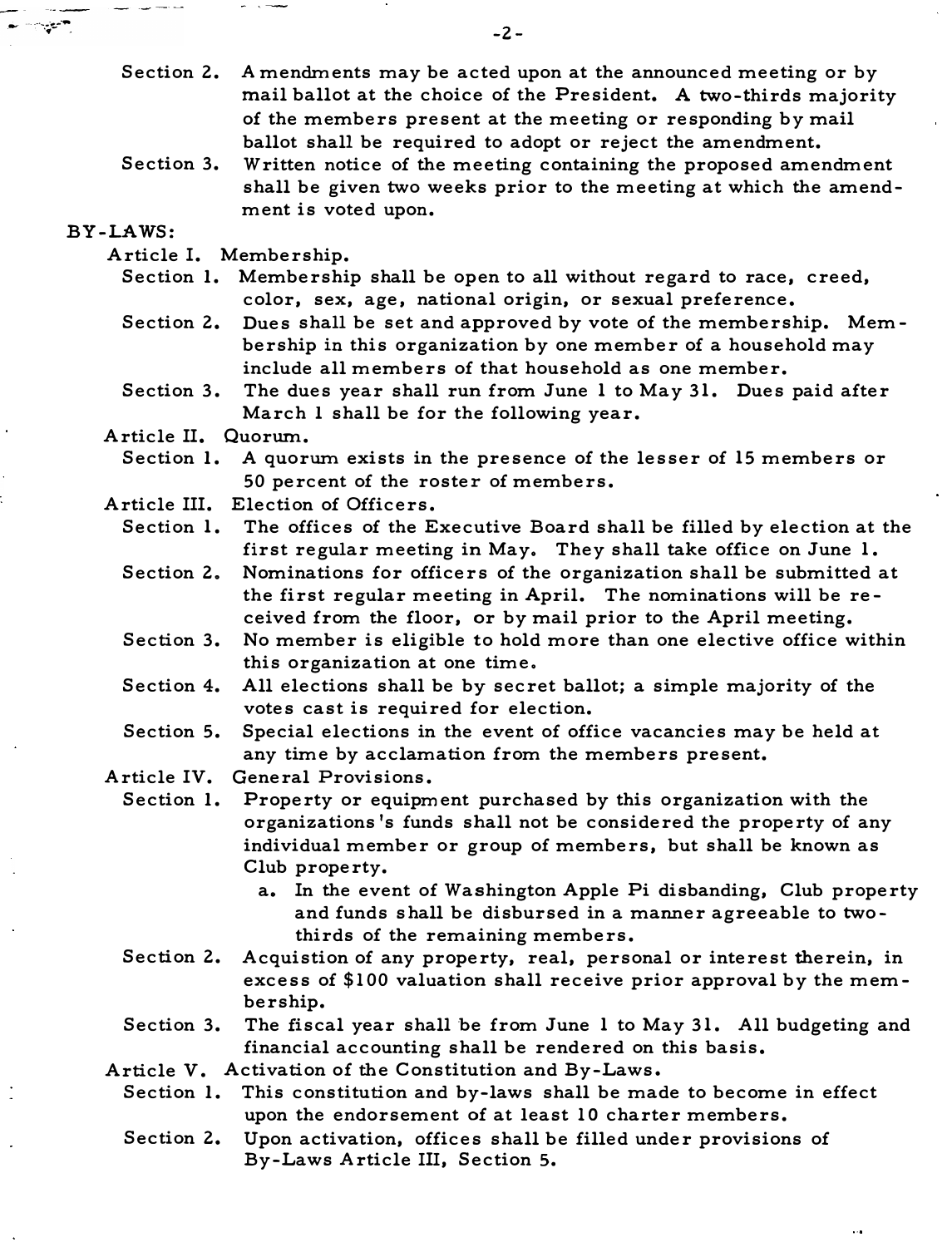Section 2. Amendments may be acted upon at the announced meeting or by mail ballot at the choice of the President. A two-thirds majority of the members present at the meeting or responding by mail ballot shall be required to adopt or reject the amendment.

Section 3. Written notice of the meeting containing the proposed amendment shall be given two weeks prior to the meeting at which the amendment is voted upon.

## BY-LAWS:

### Article I. Membership.

Section 1. Membership shall be open to all without regard to race, creed, color, sex, age, national origin, or sexual preference.

Section 2. Dues shall be set and approved by vote of the membership. Membership in this organization by one member of a household may include all members of that household as one member.

Section 3. The dues year shall run from June 1 to May 31. Dues paid after March 1 shall be for the following year.

### Article II. Quorum.

Section 1. A quorum exists in the presence of the lesser of 15 members or 50 percent of the roster of members.

### Article III. Election of Officers.

Section 1. The offices of the Executive Board shall be filled by election at the first regular meeting in May. They shall take office on June 1.

Section 2. Nominations for officers of the organization shall be submitted at the first regular meeting in April. The nominations will be received from the floor, or by mail prior to the April meeting.

Section 3. No member is eligible to hold more than one elective office within this organization at one time.

Section 4. All elections shall be by secret ballot; a simple majority of the votes cast is required for election.

Section 5. Special elections in the event of office vacancies may be held at any time by acclamation from the members present.

### Article IV. General Provisions.

Section 1. Property or equipment purchased by this organization with the organizations's funds shall not be considered the property of any individual member or group of members, but shall be known as Club property.

   a. In the event of Washington Apple Pi disbanding, Club property and funds shall be disbursed in a manner agreeable to two-thirds of the remaining members.

Section 2. Acquistion of any property, real, personal or interest therein, in excess of $100 valuation shall receive prior approval by the membership.

Section 3. The fiscal year shall be from June 1 to May 31. All budgeting and financial accounting shall be rendered on this basis.

### Article V. Activation of the Constitution and By-Laws.

Section 1. This constitution and by-laws shall be made to become in effect upon the endorsement of at least 10 charter members.

Section 2. Upon activation, offices shall be filled under provisions of By-Laws Article III, Section 5.